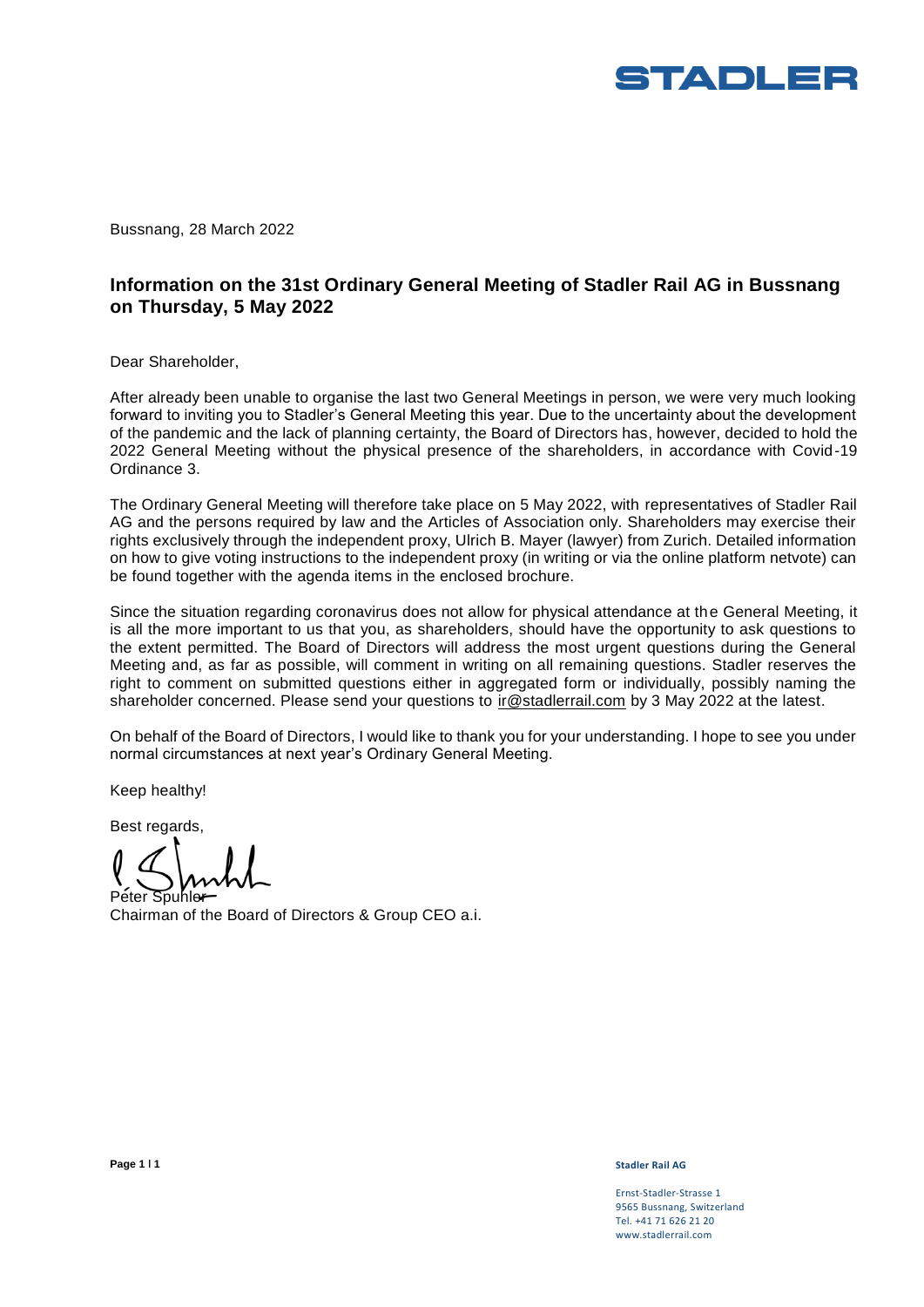STADLER

Bussnang, 28 March 2022

## Information on the 31st Ordinary General Meeting of Stadler Rail AG in Bussnang on Thursday, 5 May 2022

Dear Shareholder,

After already been unable to organise the last two General Meetings in person, we were very much looking forward to inviting you to Stadler's General Meeting this year. Due to the uncertainty about the development of the pandemic and the lack of planning certainty, the Board of Directors has, however, decided to hold the 2022 General Meeting without the physical presence of the shareholders, in accordance with Covid-19 Ordinance 3.

The Ordinary General Meeting will therefore take place on 5 May 2022, with representatives of Stadler Rail AG and the persons required by law and the Articles of Association only. Shareholders may exercise their rights exclusively through the independent proxy, Ulrich B. Mayer (lawyer) from Zurich. Detailed information on how to give voting instructions to the independent proxy (in writing or via the online platform netvote) can be found together with the agenda items in the enclosed brochure.

Since the situation regarding coronavirus does not allow for physical attendance at the General Meeting, it is all the more important to us that you, as shareholders, should have the opportunity to ask questions to the extent permitted. The Board of Directors will address the most urgent questions during the General Meeting and, as far as possible, will comment in writing on all remaining questions. Stadler reserves the right to comment on submitted questions either in aggregated form or individually, possibly naming the shareholder concerned. Please send your questions to ir@stadlerrail.com by 3 May 2022 at the latest.

On behalf of the Board of Directors, I would like to thank you for your understanding. I hope to see you under normal circumstances at next year's Ordinary General Meeting.

Keep healthy!

Best regards,

Peter Spuhler
Chairman of the Board of Directors & Group CEO a.i.

**Stadler Rail AG**

Ernst-Stadler-Strasse 1
9565 Bussnang, Switzerland
Tel. +41 71 626 21 20
www.stadlerrail.com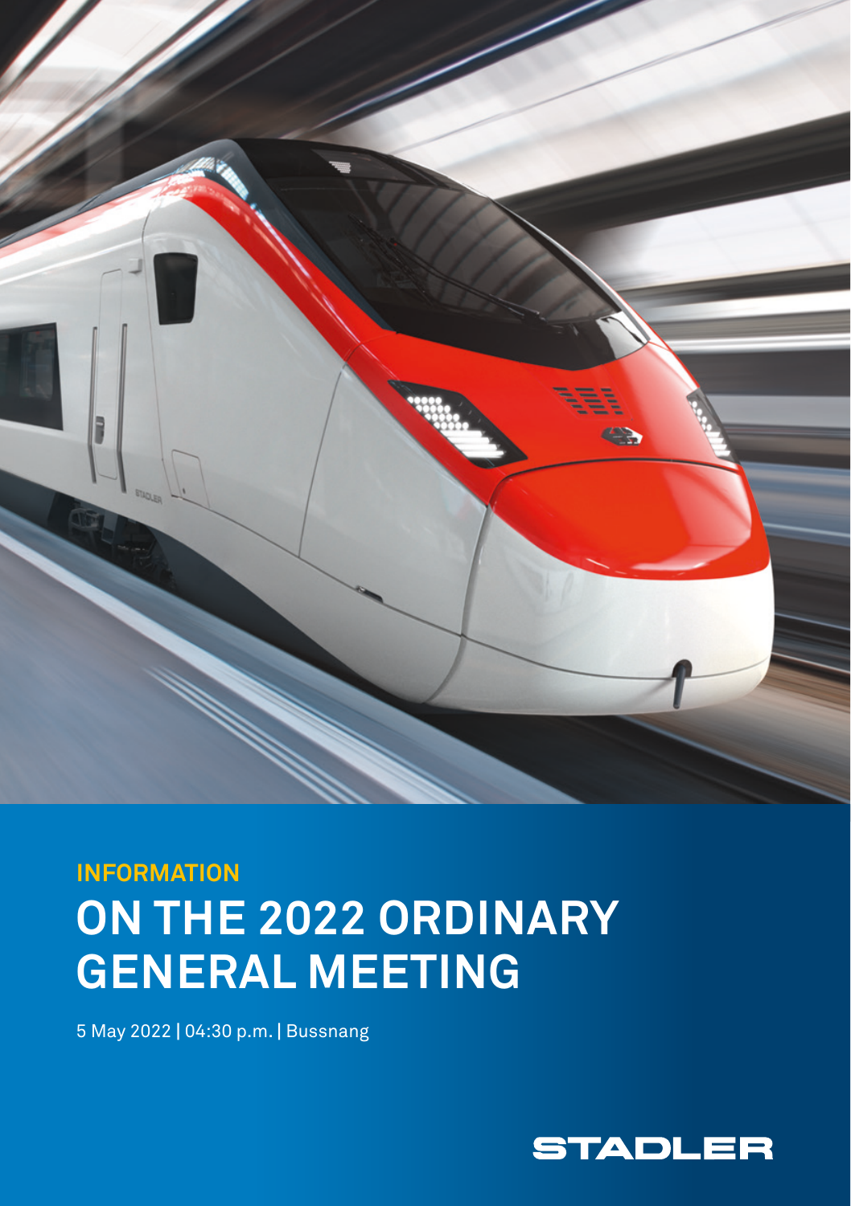INFORMATION

# ON THE 2022 ORDINARY GENERAL MEETING

5 May 2022 | 04:30 p.m. | Bussnang

STADLER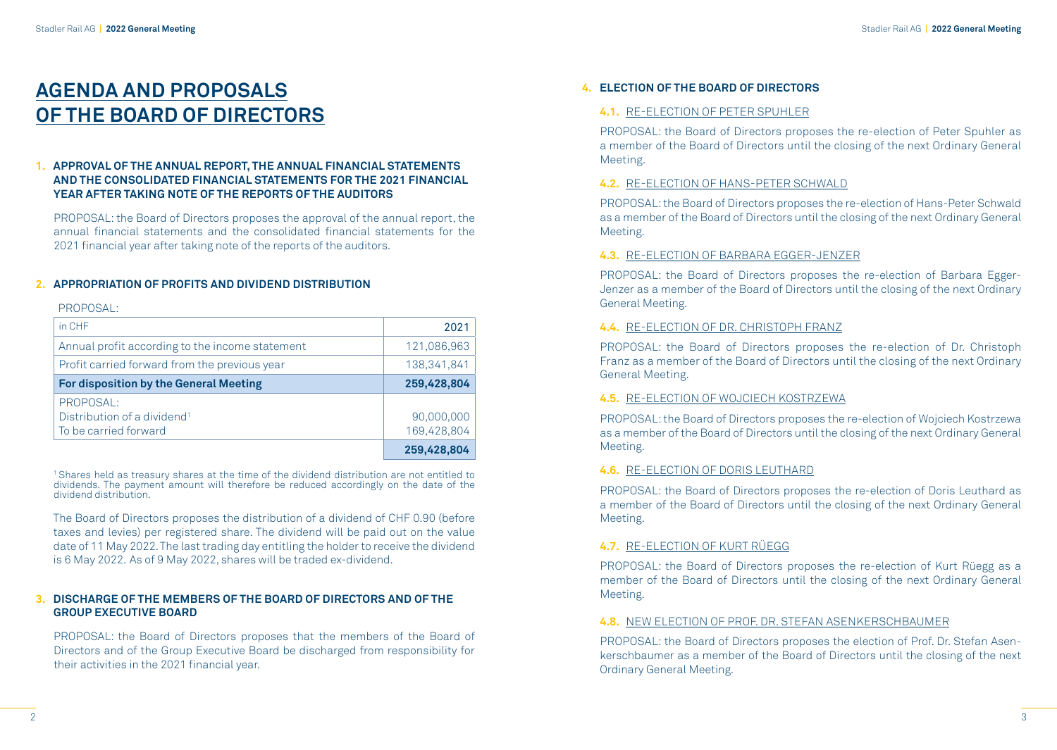# AGENDA AND PROPOSALS OF THE BOARD OF DIRECTORS

### 1. APPROVAL OF THE ANNUAL REPORT, THE ANNUAL FINANCIAL STATEMENTS AND THE CONSOLIDATED FINANCIAL STATEMENTS FOR THE 2021 FINANCIAL YEAR AFTER TAKING NOTE OF THE REPORTS OF THE AUDITORS

PROPOSAL: the Board of Directors proposes the approval of the annual report, the annual financial statements and the consolidated financial statements for the 2021 financial year after taking note of the reports of the auditors.

### 2. APPROPRIATION OF PROFITS AND DIVIDEND DISTRIBUTION

PROPOSAL:

| in CHF | 2021 |
|---|---|
| Annual profit according to the income statement | 121,086,963 |
| Profit carried forward from the previous year | 138,341,841 |
| **For disposition by the General Meeting** | **259,428,804** |
| PROPOSAL:<br>Distribution of a dividend[1]<br>To be carried forward | <br>90,000,000<br>169,428,804 |
| | **259,428,804** |

[1] Shares held as treasury shares at the time of the dividend distribution are not entitled to dividends. The payment amount will therefore be reduced accordingly on the date of the dividend distribution.

The Board of Directors proposes the distribution of a dividend of CHF 0.90 (before taxes and levies) per registered share. The dividend will be paid out on the value date of 11 May 2022. The last trading day entitling the holder to receive the dividend is 6 May 2022. As of 9 May 2022, shares will be traded ex-dividend.

### 3. DISCHARGE OF THE MEMBERS OF THE BOARD OF DIRECTORS AND OF THE GROUP EXECUTIVE BOARD

PROPOSAL: the Board of Directors proposes that the members of the Board of Directors and of the Group Executive Board be discharged from responsibility for their activities in the 2021 financial year.

### 4. ELECTION OF THE BOARD OF DIRECTORS

#### 4.1. RE-ELECTION OF PETER SPUHLER

PROPOSAL: the Board of Directors proposes the re-election of Peter Spuhler as a member of the Board of Directors until the closing of the next Ordinary General Meeting.

#### 4.2. RE-ELECTION OF HANS-PETER SCHWALD

PROPOSAL: the Board of Directors proposes the re-election of Hans-Peter Schwald as a member of the Board of Directors until the closing of the next Ordinary General Meeting.

#### 4.3. RE-ELECTION OF BARBARA EGGER-JENZER

PROPOSAL: the Board of Directors proposes the re-election of Barbara Egger-Jenzer as a member of the Board of Directors until the closing of the next Ordinary General Meeting.

#### 4.4. RE-ELECTION OF DR. CHRISTOPH FRANZ

PROPOSAL: the Board of Directors proposes the re-election of Dr. Christoph Franz as a member of the Board of Directors until the closing of the next Ordinary General Meeting.

#### 4.5. RE-ELECTION OF WOJCIECH KOSTRZEWA

PROPOSAL: the Board of Directors proposes the re-election of Wojciech Kostrzewa as a member of the Board of Directors until the closing of the next Ordinary General Meeting.

#### 4.6. RE-ELECTION OF DORIS LEUTHARD

PROPOSAL: the Board of Directors proposes the re-election of Doris Leuthard as a member of the Board of Directors until the closing of the next Ordinary General Meeting.

#### 4.7. RE-ELECTION OF KURT RÜEGG

PROPOSAL: the Board of Directors proposes the re-election of Kurt Rüegg as a member of the Board of Directors until the closing of the next Ordinary General Meeting.

#### 4.8. NEW ELECTION OF PROF. DR. STEFAN ASENKERSCHBAUMER

PROPOSAL: the Board of Directors proposes the election of Prof. Dr. Stefan Asenkerschbaumer as a member of the Board of Directors until the closing of the next Ordinary General Meeting.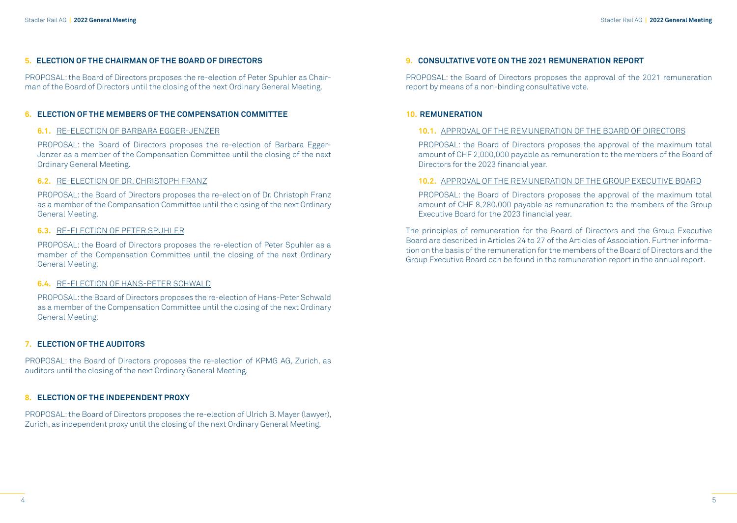## 5. ELECTION OF THE CHAIRMAN OF THE BOARD OF DIRECTORS

PROPOSAL: the Board of Directors proposes the re-election of Peter Spuhler as Chairman of the Board of Directors until the closing of the next Ordinary General Meeting.

## 6. ELECTION OF THE MEMBERS OF THE COMPENSATION COMMITTEE

### 6.1. RE-ELECTION OF BARBARA EGGER-JENZER

PROPOSAL: the Board of Directors proposes the re-election of Barbara Egger-Jenzer as a member of the Compensation Committee until the closing of the next Ordinary General Meeting.

### 6.2. RE-ELECTION OF DR. CHRISTOPH FRANZ

PROPOSAL: the Board of Directors proposes the re-election of Dr. Christoph Franz as a member of the Compensation Committee until the closing of the next Ordinary General Meeting.

### 6.3. RE-ELECTION OF PETER SPUHLER

PROPOSAL: the Board of Directors proposes the re-election of Peter Spuhler as a member of the Compensation Committee until the closing of the next Ordinary General Meeting.

### 6.4. RE-ELECTION OF HANS-PETER SCHWALD

PROPOSAL: the Board of Directors proposes the re-election of Hans-Peter Schwald as a member of the Compensation Committee until the closing of the next Ordinary General Meeting.

## 7. ELECTION OF THE AUDITORS

PROPOSAL: the Board of Directors proposes the re-election of KPMG AG, Zurich, as auditors until the closing of the next Ordinary General Meeting.

## 8. ELECTION OF THE INDEPENDENT PROXY

PROPOSAL: the Board of Directors proposes the re-election of Ulrich B. Mayer (lawyer), Zurich, as independent proxy until the closing of the next Ordinary General Meeting.

## 9. CONSULTATIVE VOTE ON THE 2021 REMUNERATION REPORT

PROPOSAL: the Board of Directors proposes the approval of the 2021 remuneration report by means of a non-binding consultative vote.

## 10. REMUNERATION

### 10.1. APPROVAL OF THE REMUNERATION OF THE BOARD OF DIRECTORS

PROPOSAL: the Board of Directors proposes the approval of the maximum total amount of CHF 2,000,000 payable as remuneration to the members of the Board of Directors for the 2023 financial year.

### 10.2. APPROVAL OF THE REMUNERATION OF THE GROUP EXECUTIVE BOARD

PROPOSAL: the Board of Directors proposes the approval of the maximum total amount of CHF 8,280,000 payable as remuneration to the members of the Group Executive Board for the 2023 financial year.

The principles of remuneration for the Board of Directors and the Group Executive Board are described in Articles 24 to 27 of the Articles of Association. Further information on the basis of the remuneration for the members of the Board of Directors and the Group Executive Board can be found in the remuneration report in the annual report.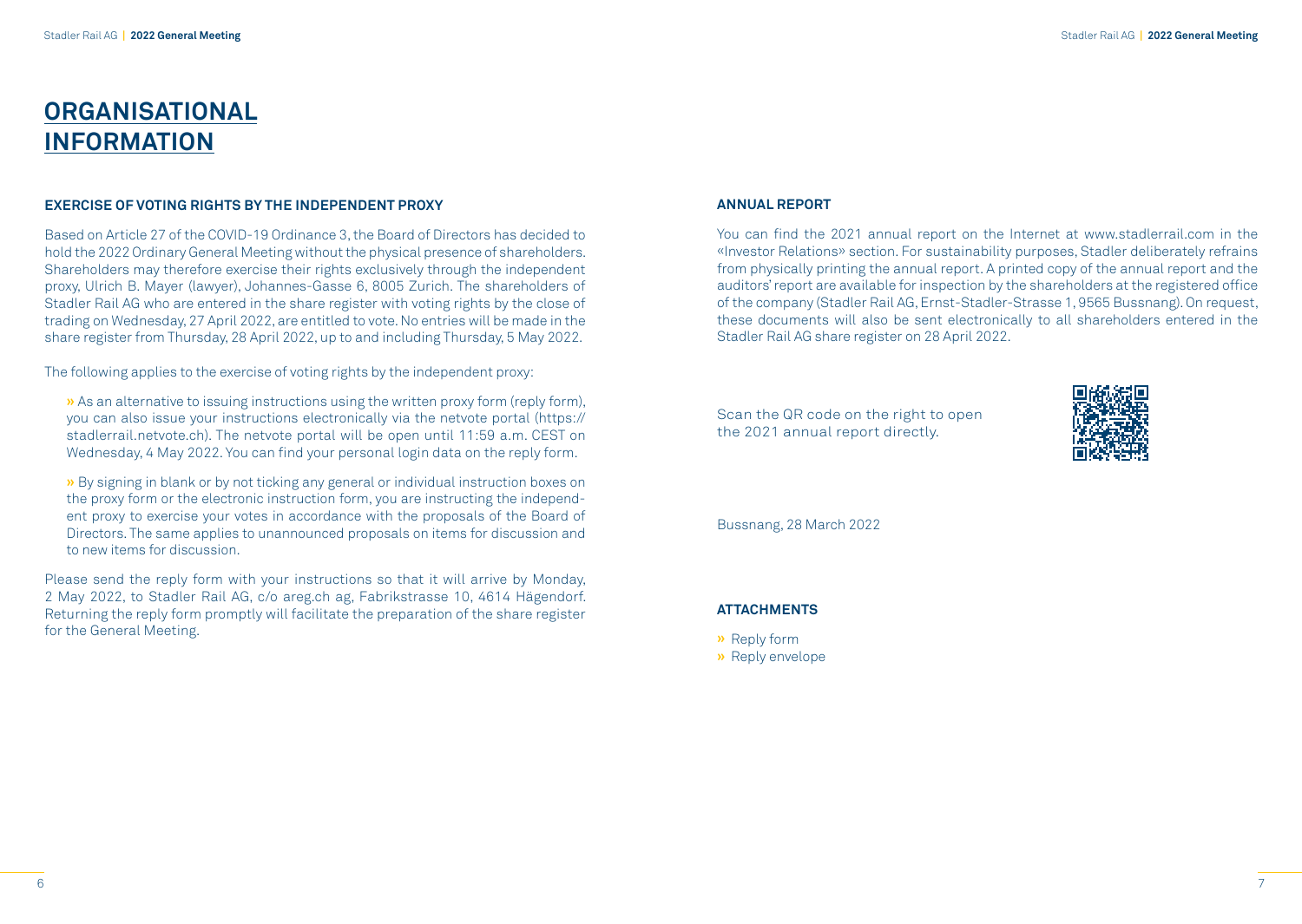# ORGANISATIONAL INFORMATION

### EXERCISE OF VOTING RIGHTS BY THE INDEPENDENT PROXY

Based on Article 27 of the COVID-19 Ordinance 3, the Board of Directors has decided to hold the 2022 Ordinary General Meeting without the physical presence of shareholders. Shareholders may therefore exercise their rights exclusively through the independent proxy, Ulrich B. Mayer (lawyer), Johannes-Gasse 6, 8005 Zurich. The shareholders of Stadler Rail AG who are entered in the share register with voting rights by the close of trading on Wednesday, 27 April 2022, are entitled to vote. No entries will be made in the share register from Thursday, 28 April 2022, up to and including Thursday, 5 May 2022.

The following applies to the exercise of voting rights by the independent proxy:

- As an alternative to issuing instructions using the written proxy form (reply form), you can also issue your instructions electronically via the netvote portal (https://stadlerrail.netvote.ch). The netvote portal will be open until 11:59 a.m. CEST on Wednesday, 4 May 2022. You can find your personal login data on the reply form.
- By signing in blank or by not ticking any general or individual instruction boxes on the proxy form or the electronic instruction form, you are instructing the independent proxy to exercise your votes in accordance with the proposals of the Board of Directors. The same applies to unannounced proposals on items for discussion and to new items for discussion.

Please send the reply form with your instructions so that it will arrive by Monday, 2 May 2022, to Stadler Rail AG, c/o areg.ch ag, Fabrikstrasse 10, 4614 Hägendorf. Returning the reply form promptly will facilitate the preparation of the share register for the General Meeting.

### ANNUAL REPORT

You can find the 2021 annual report on the Internet at www.stadlerrail.com in the «Investor Relations» section. For sustainability purposes, Stadler deliberately refrains from physically printing the annual report. A printed copy of the annual report and the auditors' report are available for inspection by the shareholders at the registered office of the company (Stadler Rail AG, Ernst-Stadler-Strasse 1, 9565 Bussnang). On request, these documents will also be sent electronically to all shareholders entered in the Stadler Rail AG share register on 28 April 2022.

Scan the QR code on the right to open the 2021 annual report directly.

Bussnang, 28 March 2022

### ATTACHMENTS

- Reply form
- Reply envelope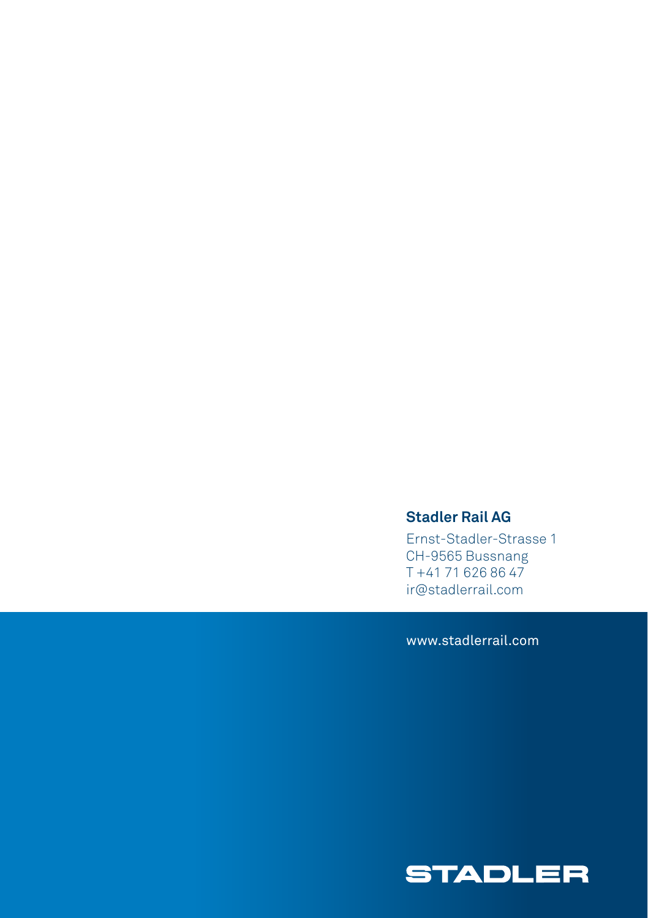**Stadler Rail AG**

Ernst-Stadler-Strasse 1
CH-9565 Bussnang
T +41 71 626 86 47
ir@stadlerrail.com

www.stadlerrail.com

STADLER